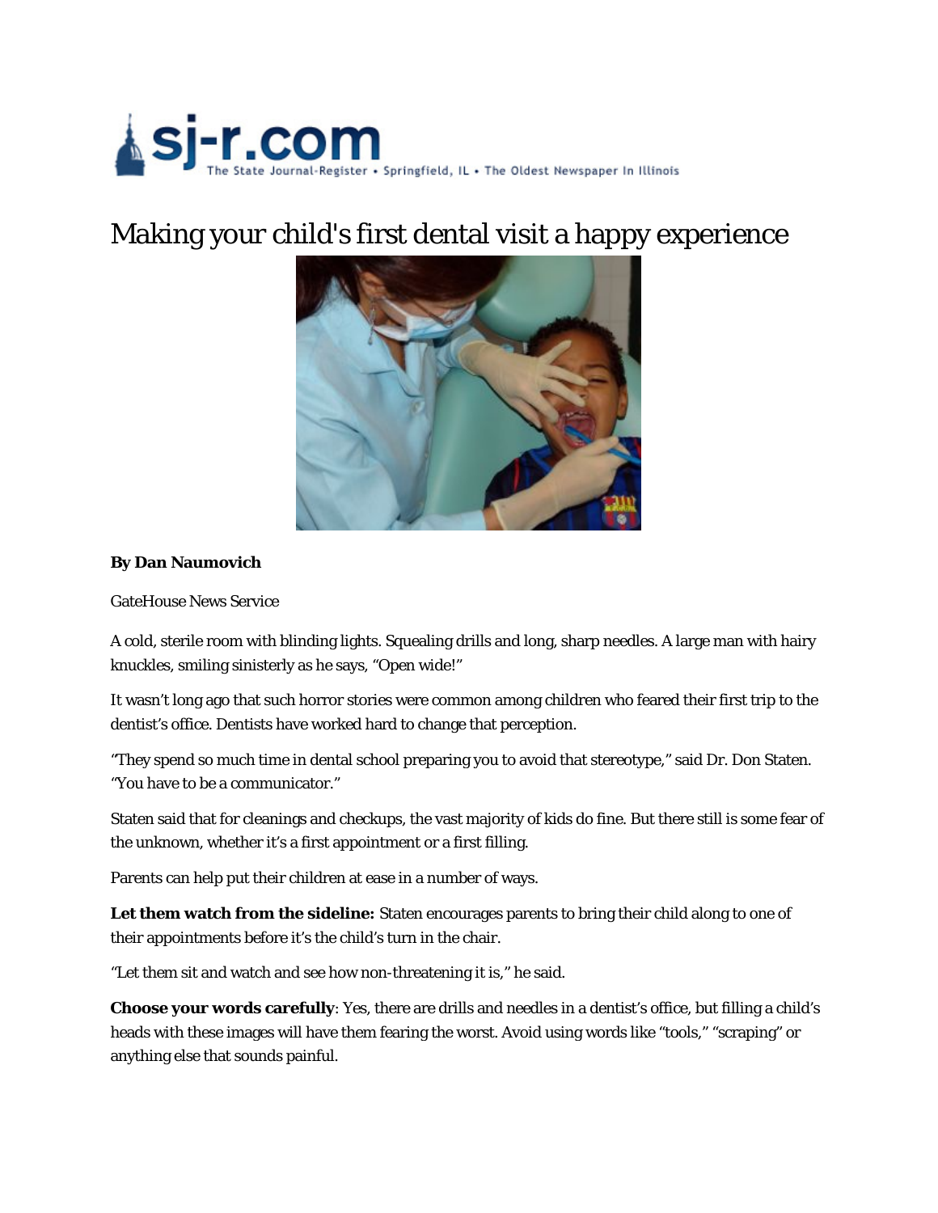# Making your child's first dental visit a happy experience

**By Dan Naumovich**

GateHouse News Service

A cold, sterile room with blinding lights. Squealing drills and long, sharp needles. A large man with hairy knuckles, smiling sinisterly as he says, "Open wide!"

It wasn't long ago that such horror stories were common among children who feared their first trip to the dentist's office. Dentists have worked hard to change that perception.

"They spend so much time in dental school preparing you to avoid that stereotype," said Dr. Don Staten. "You have to be a communicator."

Staten said that for cleanings and checkups, the vast majority of kids do fine. But there still is some fear of the unknown, whether it's a first appointment or a first filling.

Parents can help put their children at ease in a number of ways.

**Let them watch from the sideline:** Staten encourages parents to bring their child along to one of their appointments before it's the child's turn in the chair.

"Let them sit and watch and see how non-threatening it is," he said.

**Choose your words carefully**: Yes, there are drills and needles in a dentist's office, but filling a child's heads with these images will have them fearing the worst. Avoid using words like "tools," "scraping" or anything else that sounds painful.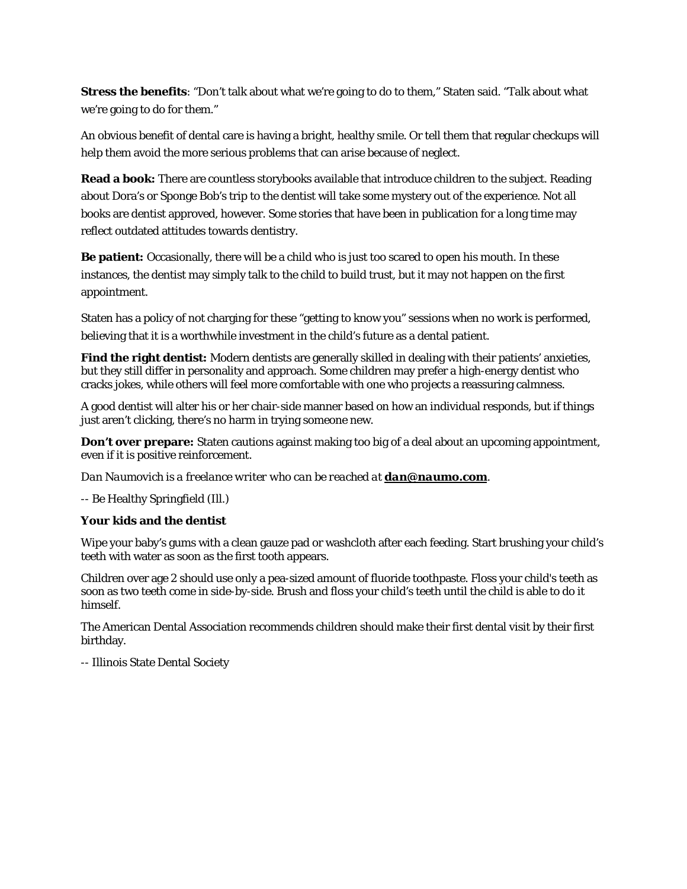**Stress the benefits**: "Don't talk about what we're going to do to them," Staten said. "Talk about what we're going to do for them."

An obvious benefit of dental care is having a bright, healthy smile. Or tell them that regular checkups will help them avoid the more serious problems that can arise because of neglect.

**Read a book:** There are countless storybooks available that introduce children to the subject. Reading about Dora's or Sponge Bob's trip to the dentist will take some mystery out of the experience. Not all books are dentist approved, however. Some stories that have been in publication for a long time may reflect outdated attitudes towards dentistry.

**Be patient:** Occasionally, there will be a child who is just too scared to open his mouth. In these instances, the dentist may simply talk to the child to build trust, but it may not happen on the first appointment.

Staten has a policy of not charging for these "getting to know you" sessions when no work is performed, believing that it is a worthwhile investment in the child's future as a dental patient.

**Find the right dentist:** Modern dentists are generally skilled in dealing with their patients' anxieties, but they still differ in personality and approach. Some children may prefer a high-energy dentist who cracks jokes, while others will feel more comfortable with one who projects a reassuring calmness.

A good dentist will alter his or her chair-side manner based on how an individual responds, but if things just aren't clicking, there's no harm in trying someone new.

**Don't over prepare:** Staten cautions against making too big of a deal about an upcoming appointment, even if it is positive reinforcement.

*Dan Naumovich is a freelance writer who can be reached at* ***dan@naumo.com***.

-- Be Healthy Springfield (Ill.)

**Your kids and the dentist**

Wipe your baby's gums with a clean gauze pad or washcloth after each feeding. Start brushing your child's teeth with water as soon as the first tooth appears.

Children over age 2 should use only a pea-sized amount of fluoride toothpaste. Floss your child's teeth as soon as two teeth come in side-by-side. Brush and floss your child's teeth until the child is able to do it himself.

The American Dental Association recommends children should make their first dental visit by their first birthday.

-- Illinois State Dental Society